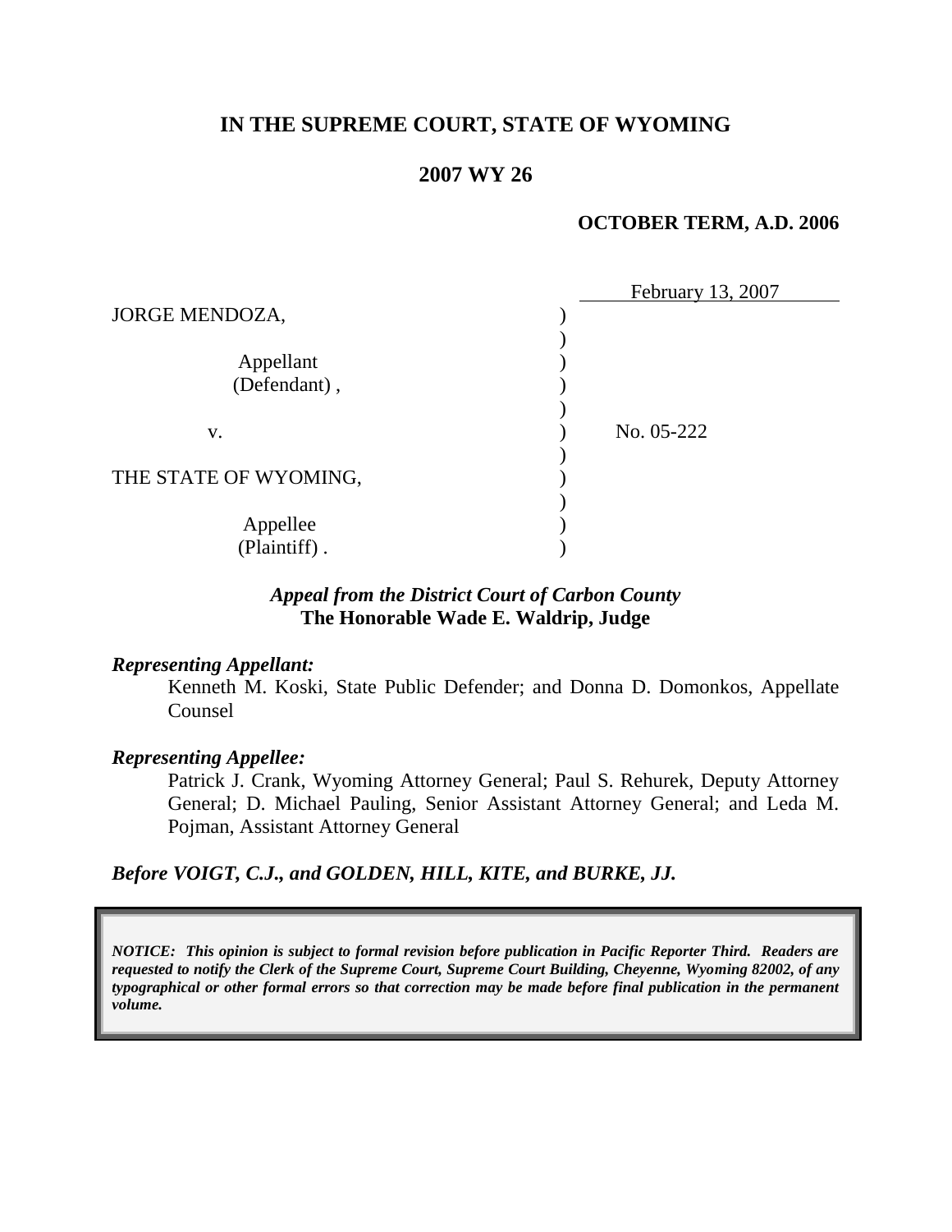**IN THE SUPREME COURT, STATE OF WYOMING**

**2007 WY 26**

**OCTOBER TERM, A.D. 2006**

February 13, 2007

| | | |
|---|---|---|
| JORGE MENDOZA, | ) | |
| | ) | |
| Appellant | ) | |
| (Defendant) , | ) | |
| | ) | |
| v. | ) | No. 05-222 |
| | ) | |
| THE STATE OF WYOMING, | ) | |
| | ) | |
| Appellee | ) | |
| (Plaintiff) . | ) | |

***Appeal from the District Court of Carbon County***
**The Honorable Wade E. Waldrip, Judge**

***Representing Appellant:***

Kenneth M. Koski, State Public Defender; and Donna D. Domonkos, Appellate Counsel

***Representing Appellee:***

Patrick J. Crank, Wyoming Attorney General; Paul S. Rehurek, Deputy Attorney General; D. Michael Pauling, Senior Assistant Attorney General; and Leda M. Pojman, Assistant Attorney General

***Before VOIGT, C.J., and GOLDEN, HILL, KITE, and BURKE, JJ.***

***NOTICE: This opinion is subject to formal revision before publication in Pacific Reporter Third. Readers are requested to notify the Clerk of the Supreme Court, Supreme Court Building, Cheyenne, Wyoming 82002, of any typographical or other formal errors so that correction may be made before final publication in the permanent volume.***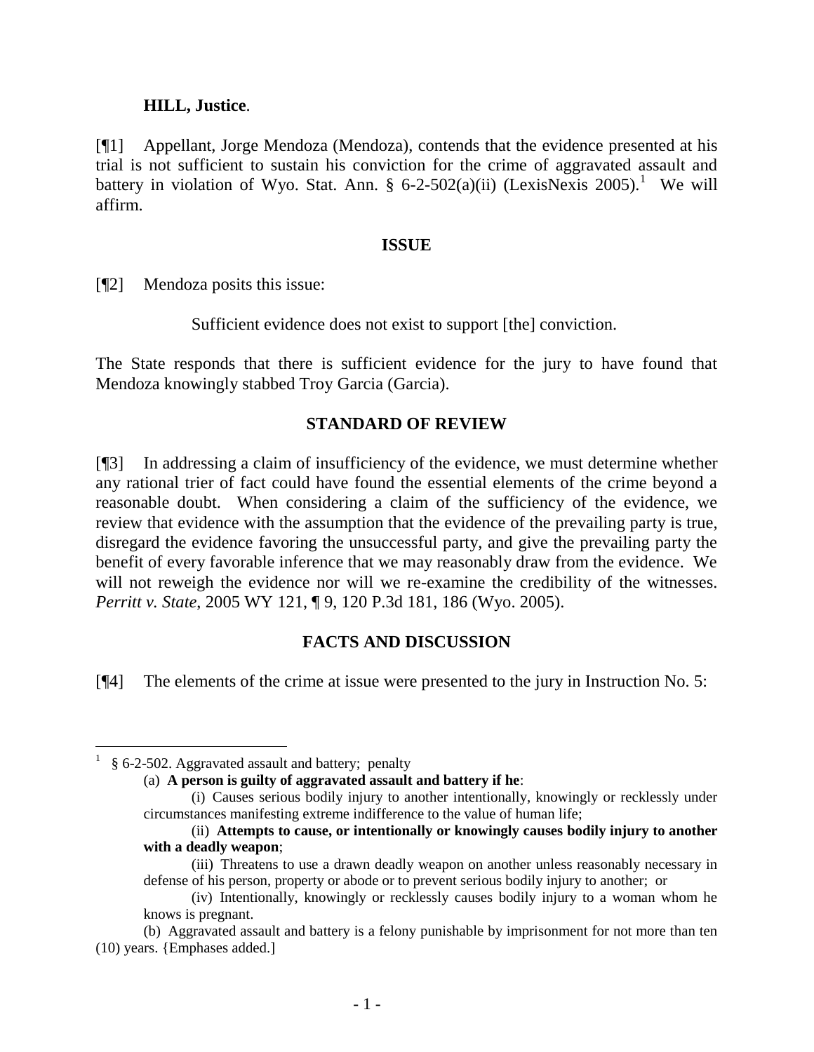**HILL, Justice**.

[¶1] Appellant, Jorge Mendoza (Mendoza), contends that the evidence presented at his trial is not sufficient to sustain his conviction for the crime of aggravated assault and battery in violation of Wyo. Stat. Ann. § 6-2-502(a)(ii) (LexisNexis 2005).[1] We will affirm.

## ISSUE

[¶2] Mendoza posits this issue:

> Sufficient evidence does not exist to support [the] conviction.

The State responds that there is sufficient evidence for the jury to have found that Mendoza knowingly stabbed Troy Garcia (Garcia).

## STANDARD OF REVIEW

[¶3] In addressing a claim of insufficiency of the evidence, we must determine whether any rational trier of fact could have found the essential elements of the crime beyond a reasonable doubt. When considering a claim of the sufficiency of the evidence, we review that evidence with the assumption that the evidence of the prevailing party is true, disregard the evidence favoring the unsuccessful party, and give the prevailing party the benefit of every favorable inference that we may reasonably draw from the evidence. We will not reweigh the evidence nor will we re-examine the credibility of the witnesses. *Perritt v. State*, 2005 WY 121, ¶ 9, 120 P.3d 181, 186 (Wyo. 2005).

## FACTS AND DISCUSSION

[¶4] The elements of the crime at issue were presented to the jury in Instruction No. 5:

---

[1] § 6-2-502. Aggravated assault and battery; penalty

(a) **A person is guilty of aggravated assault and battery if he**:

(i) Causes serious bodily injury to another intentionally, knowingly or recklessly under circumstances manifesting extreme indifference to the value of human life;

(ii) **Attempts to cause, or intentionally or knowingly causes bodily injury to another with a deadly weapon**;

(iii) Threatens to use a drawn deadly weapon on another unless reasonably necessary in defense of his person, property or abode or to prevent serious bodily injury to another; or

(iv) Intentionally, knowingly or recklessly causes bodily injury to a woman whom he knows is pregnant.

(b) Aggravated assault and battery is a felony punishable by imprisonment for not more than ten (10) years. {Emphases added.]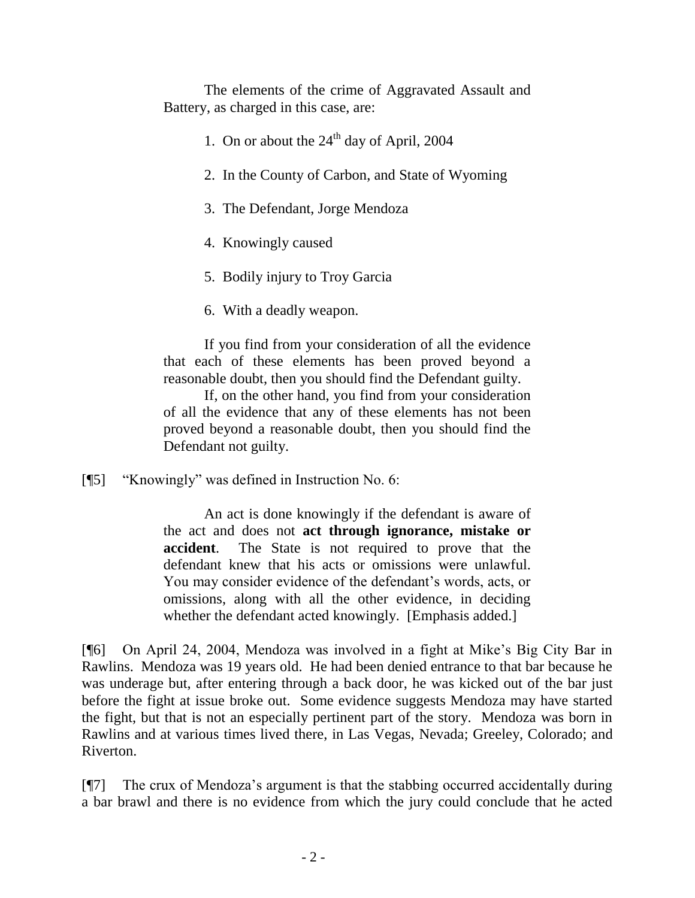The elements of the crime of Aggravated Assault and Battery, as charged in this case, are:

1. On or about the 24th day of April, 2004

2. In the County of Carbon, and State of Wyoming

3. The Defendant, Jorge Mendoza

4. Knowingly caused

5. Bodily injury to Troy Garcia

6. With a deadly weapon.

If you find from your consideration of all the evidence that each of these elements has been proved beyond a reasonable doubt, then you should find the Defendant guilty.

If, on the other hand, you find from your consideration of all the evidence that any of these elements has not been proved beyond a reasonable doubt, then you should find the Defendant not guilty.

[¶5] "Knowingly" was defined in Instruction No. 6:

> An act is done knowingly if the defendant is aware of the act and does not **act through ignorance, mistake or accident**. The State is not required to prove that the defendant knew that his acts or omissions were unlawful. You may consider evidence of the defendant's words, acts, or omissions, along with all the other evidence, in deciding whether the defendant acted knowingly. [Emphasis added.]

[¶6] On April 24, 2004, Mendoza was involved in a fight at Mike's Big City Bar in Rawlins. Mendoza was 19 years old. He had been denied entrance to that bar because he was underage but, after entering through a back door, he was kicked out of the bar just before the fight at issue broke out. Some evidence suggests Mendoza may have started the fight, but that is not an especially pertinent part of the story. Mendoza was born in Rawlins and at various times lived there, in Las Vegas, Nevada; Greeley, Colorado; and Riverton.

[¶7] The crux of Mendoza's argument is that the stabbing occurred accidentally during a bar brawl and there is no evidence from which the jury could conclude that he acted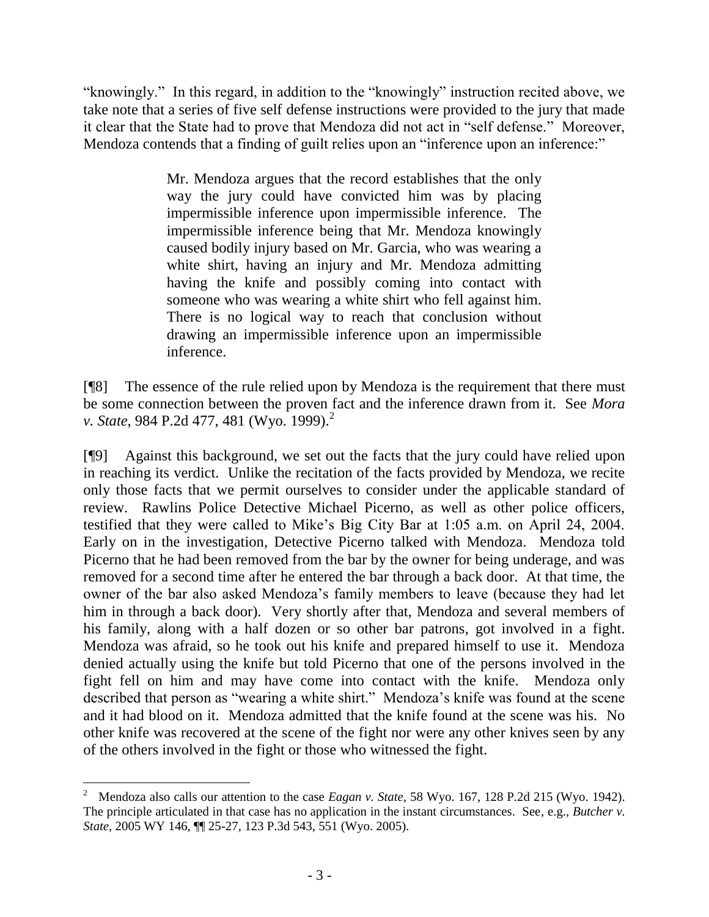"knowingly." In this regard, in addition to the "knowingly" instruction recited above, we take note that a series of five self defense instructions were provided to the jury that made it clear that the State had to prove that Mendoza did not act in "self defense." Moreover, Mendoza contends that a finding of guilt relies upon an "inference upon an inference:"

> Mr. Mendoza argues that the record establishes that the only way the jury could have convicted him was by placing impermissible inference upon impermissible inference. The impermissible inference being that Mr. Mendoza knowingly caused bodily injury based on Mr. Garcia, who was wearing a white shirt, having an injury and Mr. Mendoza admitting having the knife and possibly coming into contact with someone who was wearing a white shirt who fell against him. There is no logical way to reach that conclusion without drawing an impermissible inference upon an impermissible inference.

[¶8] The essence of the rule relied upon by Mendoza is the requirement that there must be some connection between the proven fact and the inference drawn from it. See *Mora v. State*, 984 P.2d 477, 481 (Wyo. 1999).[2]

[¶9] Against this background, we set out the facts that the jury could have relied upon in reaching its verdict. Unlike the recitation of the facts provided by Mendoza, we recite only those facts that we permit ourselves to consider under the applicable standard of review. Rawlins Police Detective Michael Picerno, as well as other police officers, testified that they were called to Mike's Big City Bar at 1:05 a.m. on April 24, 2004. Early on in the investigation, Detective Picerno talked with Mendoza. Mendoza told Picerno that he had been removed from the bar by the owner for being underage, and was removed for a second time after he entered the bar through a back door. At that time, the owner of the bar also asked Mendoza's family members to leave (because they had let him in through a back door). Very shortly after that, Mendoza and several members of his family, along with a half dozen or so other bar patrons, got involved in a fight. Mendoza was afraid, so he took out his knife and prepared himself to use it. Mendoza denied actually using the knife but told Picerno that one of the persons involved in the fight fell on him and may have come into contact with the knife. Mendoza only described that person as "wearing a white shirt." Mendoza's knife was found at the scene and it had blood on it. Mendoza admitted that the knife found at the scene was his. No other knife was recovered at the scene of the fight nor were any other knives seen by any of the others involved in the fight or those who witnessed the fight.

---

[2] Mendoza also calls our attention to the case *Eagan v. State*, 58 Wyo. 167, 128 P.2d 215 (Wyo. 1942). The principle articulated in that case has no application in the instant circumstances. See, e.g., *Butcher v. State*, 2005 WY 146, ¶¶ 25-27, 123 P.3d 543, 551 (Wyo. 2005).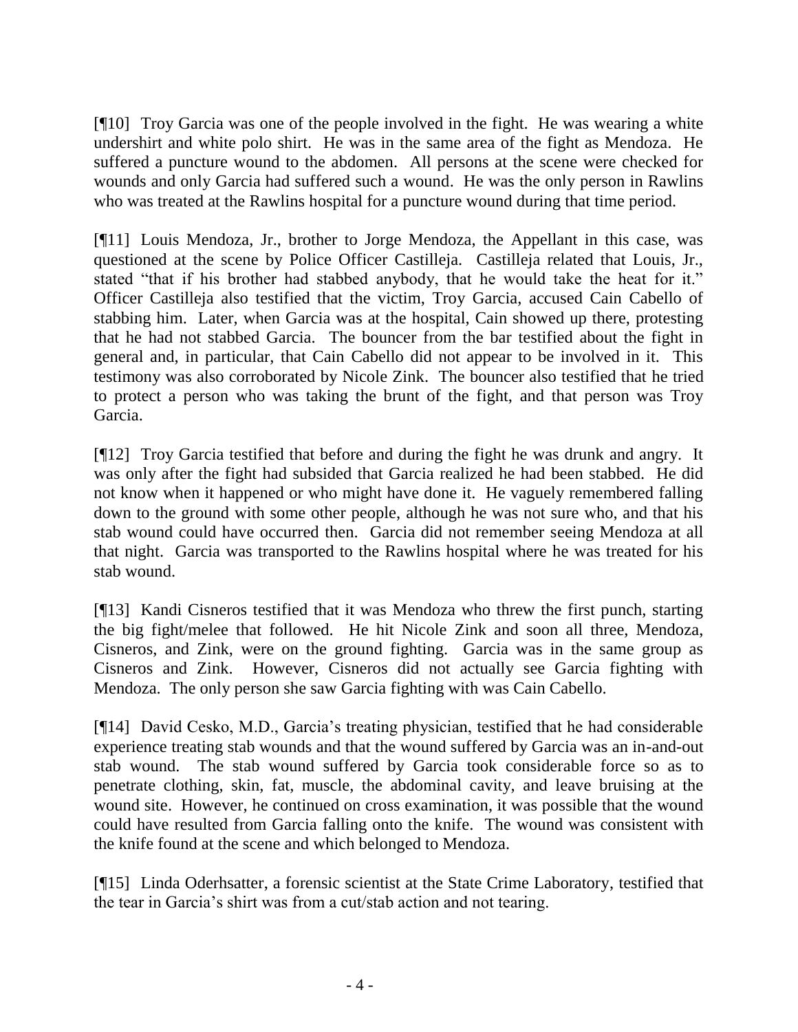[¶10] Troy Garcia was one of the people involved in the fight. He was wearing a white undershirt and white polo shirt. He was in the same area of the fight as Mendoza. He suffered a puncture wound to the abdomen. All persons at the scene were checked for wounds and only Garcia had suffered such a wound. He was the only person in Rawlins who was treated at the Rawlins hospital for a puncture wound during that time period.

[¶11] Louis Mendoza, Jr., brother to Jorge Mendoza, the Appellant in this case, was questioned at the scene by Police Officer Castilleja. Castilleja related that Louis, Jr., stated "that if his brother had stabbed anybody, that he would take the heat for it." Officer Castilleja also testified that the victim, Troy Garcia, accused Cain Cabello of stabbing him. Later, when Garcia was at the hospital, Cain showed up there, protesting that he had not stabbed Garcia. The bouncer from the bar testified about the fight in general and, in particular, that Cain Cabello did not appear to be involved in it. This testimony was also corroborated by Nicole Zink. The bouncer also testified that he tried to protect a person who was taking the brunt of the fight, and that person was Troy Garcia.

[¶12] Troy Garcia testified that before and during the fight he was drunk and angry. It was only after the fight had subsided that Garcia realized he had been stabbed. He did not know when it happened or who might have done it. He vaguely remembered falling down to the ground with some other people, although he was not sure who, and that his stab wound could have occurred then. Garcia did not remember seeing Mendoza at all that night. Garcia was transported to the Rawlins hospital where he was treated for his stab wound.

[¶13] Kandi Cisneros testified that it was Mendoza who threw the first punch, starting the big fight/melee that followed. He hit Nicole Zink and soon all three, Mendoza, Cisneros, and Zink, were on the ground fighting. Garcia was in the same group as Cisneros and Zink. However, Cisneros did not actually see Garcia fighting with Mendoza. The only person she saw Garcia fighting with was Cain Cabello.

[¶14] David Cesko, M.D., Garcia's treating physician, testified that he had considerable experience treating stab wounds and that the wound suffered by Garcia was an in-and-out stab wound. The stab wound suffered by Garcia took considerable force so as to penetrate clothing, skin, fat, muscle, the abdominal cavity, and leave bruising at the wound site. However, he continued on cross examination, it was possible that the wound could have resulted from Garcia falling onto the knife. The wound was consistent with the knife found at the scene and which belonged to Mendoza.

[¶15] Linda Oderhsatter, a forensic scientist at the State Crime Laboratory, testified that the tear in Garcia's shirt was from a cut/stab action and not tearing.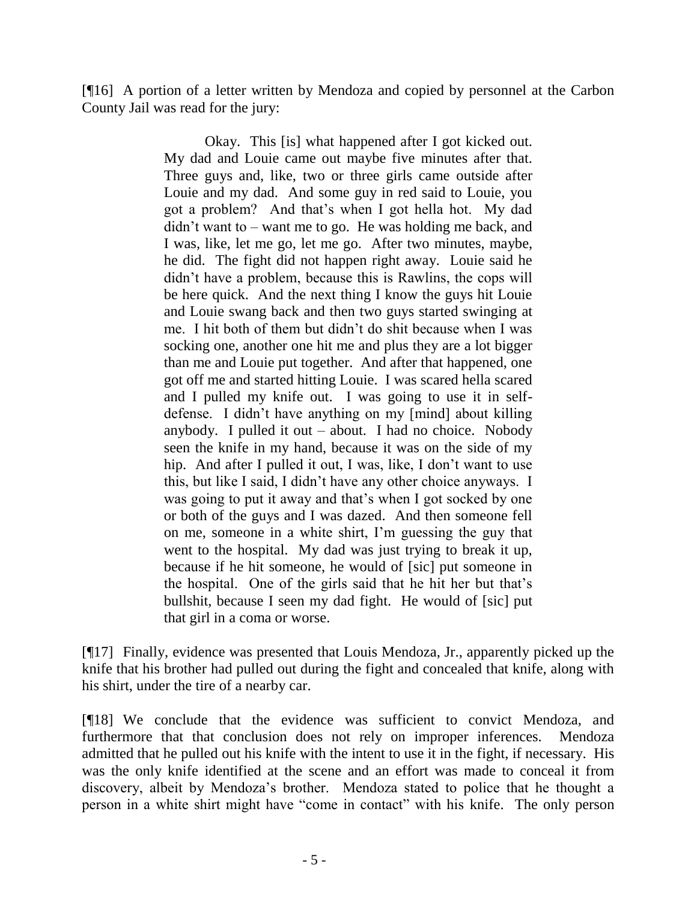[¶16] A portion of a letter written by Mendoza and copied by personnel at the Carbon County Jail was read for the jury:

> Okay. This [is] what happened after I got kicked out. My dad and Louie came out maybe five minutes after that. Three guys and, like, two or three girls came outside after Louie and my dad. And some guy in red said to Louie, you got a problem? And that's when I got hella hot. My dad didn't want to – want me to go. He was holding me back, and I was, like, let me go, let me go. After two minutes, maybe, he did. The fight did not happen right away. Louie said he didn't have a problem, because this is Rawlins, the cops will be here quick. And the next thing I know the guys hit Louie and Louie swang back and then two guys started swinging at me. I hit both of them but didn't do shit because when I was socking one, another one hit me and plus they are a lot bigger than me and Louie put together. And after that happened, one got off me and started hitting Louie. I was scared hella scared and I pulled my knife out. I was going to use it in self-defense. I didn't have anything on my [mind] about killing anybody. I pulled it out – about. I had no choice. Nobody seen the knife in my hand, because it was on the side of my hip. And after I pulled it out, I was, like, I don't want to use this, but like I said, I didn't have any other choice anyways. I was going to put it away and that's when I got socked by one or both of the guys and I was dazed. And then someone fell on me, someone in a white shirt, I'm guessing the guy that went to the hospital. My dad was just trying to break it up, because if he hit someone, he would of [sic] put someone in the hospital. One of the girls said that he hit her but that's bullshit, because I seen my dad fight. He would of [sic] put that girl in a coma or worse.

[¶17] Finally, evidence was presented that Louis Mendoza, Jr., apparently picked up the knife that his brother had pulled out during the fight and concealed that knife, along with his shirt, under the tire of a nearby car.

[¶18] We conclude that the evidence was sufficient to convict Mendoza, and furthermore that that conclusion does not rely on improper inferences. Mendoza admitted that he pulled out his knife with the intent to use it in the fight, if necessary. His was the only knife identified at the scene and an effort was made to conceal it from discovery, albeit by Mendoza's brother. Mendoza stated to police that he thought a person in a white shirt might have "come in contact" with his knife. The only person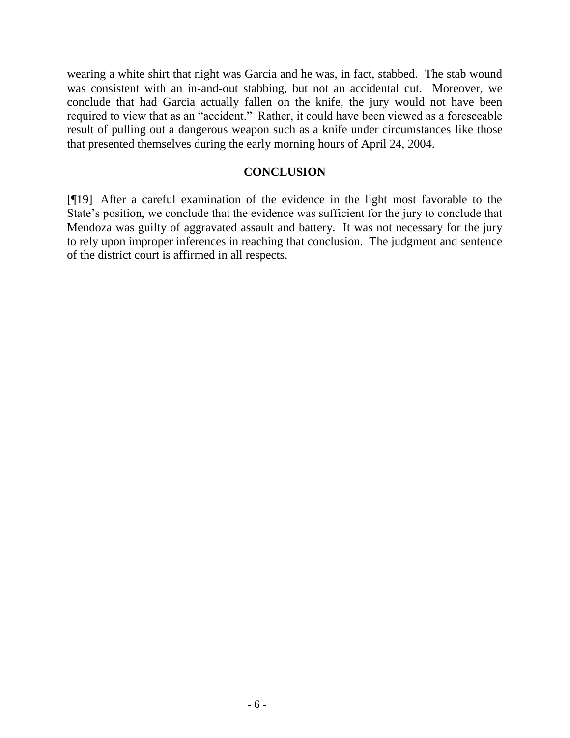wearing a white shirt that night was Garcia and he was, in fact, stabbed. The stab wound was consistent with an in-and-out stabbing, but not an accidental cut. Moreover, we conclude that had Garcia actually fallen on the knife, the jury would not have been required to view that as an "accident." Rather, it could have been viewed as a foreseeable result of pulling out a dangerous weapon such as a knife under circumstances like those that presented themselves during the early morning hours of April 24, 2004.

## CONCLUSION

[¶19] After a careful examination of the evidence in the light most favorable to the State's position, we conclude that the evidence was sufficient for the jury to conclude that Mendoza was guilty of aggravated assault and battery. It was not necessary for the jury to rely upon improper inferences in reaching that conclusion. The judgment and sentence of the district court is affirmed in all respects.